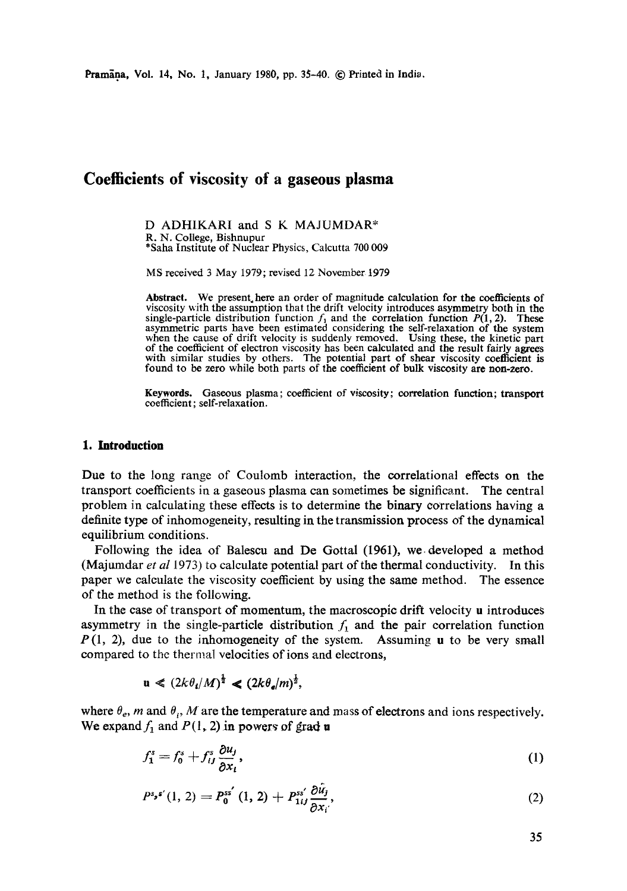# Coefficients of viscosity of a gaseous plasma

D ADHIKARI and S K MAJUMDAR*

R. N. College, Bishnupur

*Saha Institute of Nuclear Physics, Calcutta 700 009

MS received 3 May 1979; revised 12 November 1979

**Abstract.** We present here an order of magnitude calculation for the coefficients of viscosity with the assumption that the drift velocity introduces asymmetry both in the single-particle distribution function $f_1$ and the correlation function $P(1, 2)$. These asymmetric parts have been estimated considering the self-relaxation of the system when the cause of drift velocity is suddenly removed. Using these, the kinetic part of the coefficient of electron viscosity has been calculated and the result fairly agrees with similar studies by others. The potential part of shear viscosity coefficient is found to be zero while both parts of the coefficient of bulk viscosity are non-zero.

**Keywords.** Gaseous plasma; coefficient of viscosity; correlation function; transport coefficient; self-relaxation.

## 1. Introduction

Due to the long range of Coulomb interaction, the correlational effects on the transport coefficients in a gaseous plasma can sometimes be significant. The central problem in calculating these effects is to determine the binary correlations having a definite type of inhomogeneity, resulting in the transmission process of the dynamical equilibrium conditions.

Following the idea of Balescu and De Gottal (1961), we developed a method (Majumdar *et al* 1973) to calculate potential part of the thermal conductivity. In this paper we calculate the viscosity coefficient by using the same method. The essence of the method is the following.

In the case of transport of momentum, the macroscopic drift velocity $\mathbf{u}$ introduces asymmetry in the single-particle distribution $f_1$ and the pair correlation function $P(1, 2)$, due to the inhomogeneity of the system. Assuming $\mathbf{u}$ to be very small compared to the thermal velocities of ions and electrons,

$$\mathbf{u} \ll (2k\theta_i/M)^{\frac{1}{2}} \ll (2k\theta_e/m)^{\frac{1}{2}},$$

where $\theta_e$, $m$ and $\theta_i$, $M$ are the temperature and mass of electrons and ions respectively. We expand $f_1$ and $P(1, 2)$ in powers of grad $\mathbf{u}$

$$f_1^s = f_0^s + f_{ij}^s \frac{\partial u_j}{\partial x_i}, \tag{1}$$

$$P^{s,s'}(1, 2) = P_0^{ss'}(1, 2) + P_{1ij}^{ss'} \frac{\partial u_j}{\partial x_i}, \tag{2}$$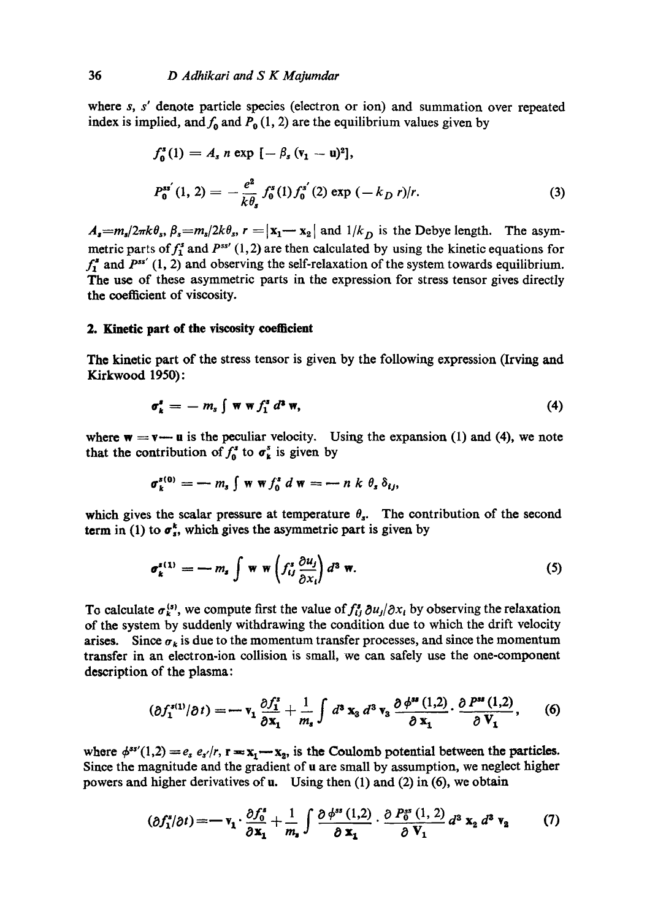where $s$, $s'$ denote particle species (electron or ion) and summation over repeated index is implied, and $f_0$ and $P_0(1, 2)$ are the equilibrium values given by

$$f_0^s(1) = A_s\, n \exp\left[-\beta_s (\mathbf{v}_1 - \mathbf{u})^2\right],$$

$$P_0^{ss'}(1, 2) = -\frac{e^2}{k\theta_s} f_0^s(1) f_0^{s'}(2) \exp(-k_D r)/r. \tag{3}$$

$A_s = m_s/2\pi k\theta_s$, $\beta_s = m_s/2k\theta_s$, $r = |\mathbf{x}_1 - \mathbf{x}_2|$ and $1/k_D$ is the Debye length. The asymmetric parts of $f_1^s$ and $P^{ss'}(1,2)$ are then calculated by using the kinetic equations for $f_1^s$ and $P^{ss'}(1, 2)$ and observing the self-relaxation of the system towards equilibrium. The use of these asymmetric parts in the expression for stress tensor gives directly the coefficient of viscosity.

## 2. Kinetic part of the viscosity coefficient

The kinetic part of the stress tensor is given by the following expression (Irving and Kirkwood 1950):

$$\sigma_k^s = -m_s \int \mathbf{w}\,\mathbf{w} f_1^s\, d^3\mathbf{w}, \tag{4}$$

where $\mathbf{w} = \mathbf{v} - \mathbf{u}$ is the peculiar velocity. Using the expansion (1) and (4), we note that the contribution of $f_0^s$ to $\sigma_k^s$ is given by

$$\sigma_k^{s(0)} = -m_s \int \mathbf{w}\,\mathbf{w} f_0^s\, d\mathbf{w} = -n\, k\, \theta_s\, \delta_{ij},$$

which gives the scalar pressure at temperature $\theta_s$. The contribution of the second term in (1) to $\sigma_s^k$, which gives the asymmetric part is given by

$$\sigma_k^{s(1)} = -m_s \int \mathbf{w}\,\mathbf{w} \left(f_{ij}^s \frac{\partial u_j}{\partial x_i}\right) d^3\mathbf{w}. \tag{5}$$

To calculate $\sigma_k^{(s)}$, we compute first the value of $f_{ij}^s\, \partial u_j/\partial x_i$ by observing the relaxation of the system by suddenly withdrawing the condition due to which the drift velocity arises. Since $\sigma_k$ is due to the momentum transfer processes, and since the momentum transfer in an electron-ion collision is small, we can safely use the one-component description of the plasma:

$$(\partial f_1^{s(1)}/\partial t) = -\mathbf{v}_1 \frac{\partial f_1^s}{\partial \mathbf{x}_1} + \frac{1}{m_s} \int d^3\mathbf{x}_2\, d^3\mathbf{v}_2 \frac{\partial \phi^{ss}(1,2)}{\partial \mathbf{x}_1} \cdot \frac{\partial P^{ss}(1,2)}{\partial \mathbf{V}_1}, \tag{6}$$

where $\phi^{ss'}(1,2) = e_s\, e_{s'}/r$, $\mathbf{r} = \mathbf{x}_1 - \mathbf{x}_2$, is the Coulomb potential between the particles. Since the magnitude and the gradient of $\mathbf{u}$ are small by assumption, we neglect higher powers and higher derivatives of $\mathbf{u}$. Using then (1) and (2) in (6), we obtain

$$(\partial f_1^s/\partial t) = -\mathbf{v}_1 \cdot \frac{\partial f_0^s}{\partial \mathbf{x}_1} + \frac{1}{m_s} \int \frac{\partial \phi^{ss}(1,2)}{\partial \mathbf{x}_1} \cdot \frac{\partial P_0^{ss}(1, 2)}{\partial \mathbf{V}_1} d^3\mathbf{x}_2\, d^3\mathbf{v}_2 \tag{7}$$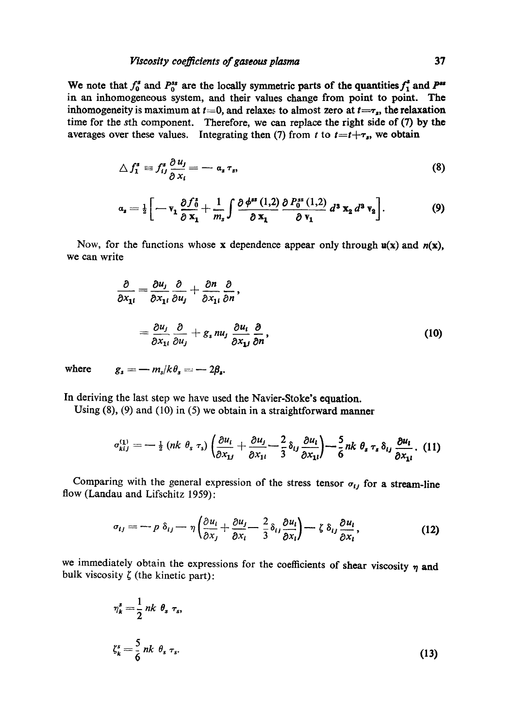We note that $f_0^s$ and $P_0^{ss}$ are the locally symmetric parts of the quantities $f_1^s$ and $P^{ss}$ in an inhomogeneous system, and their values change from point to point. The inhomogeneity is maximum at $t=0$, and relaxes to almost zero at $t=\tau_s$, the relaxation time for the $s$th component. Therefore, we can replace the right side of (7) by the averages over these values. Integrating then (7) from $t$ to $t=t+\tau_s$, we obtain

$$\triangle f_1^s \equiv f_{ij}^s \frac{\partial u_j}{\partial x_i} = -\, a_s \tau_s, \tag{8}$$

$$a_s = \tfrac{1}{2}\left[-\mathbf{v}_1 \frac{\partial f_0^s}{\partial \mathbf{x}_1} + \frac{1}{m_s}\int \frac{\partial \phi^{ss}(1,2)}{\partial \mathbf{x}_1}\frac{\partial P_0^{ss}(1,2)}{\partial \mathbf{v}_1}\, d^3\mathbf{x}_2\, d^3\mathbf{v}_2\right]. \tag{9}$$

Now, for the functions whose $\mathbf{x}$ dependence appear only through $\mathbf{u}(\mathbf{x})$ and $n(\mathbf{x})$, we can write

$$\begin{aligned}
\frac{\partial}{\partial x_{1i}} &= \frac{\partial u_j}{\partial x_{1i}}\frac{\partial}{\partial u_j} + \frac{\partial n}{\partial x_{1i}}\frac{\partial}{\partial n}, \\
&= \frac{\partial u_j}{\partial x_{1i}}\frac{\partial}{\partial u_j} + g_s\, n u_j \frac{\partial u_i}{\partial x_{1j}}\frac{\partial}{\partial n},
\end{aligned} \tag{10}$$

where $\quad g_s = -\, m_s/k\theta_s = -\, 2\beta_s.$

In deriving the last step we have used the Navier-Stoke's equation.

Using (8), (9) and (10) in (5) we obtain in a straightforward manner

$$\sigma_{kij}^{(1)} = -\tfrac{1}{2}(nk\,\theta_s\,\tau_s)\left(\frac{\partial u_i}{\partial x_{1j}} + \frac{\partial u_j}{\partial x_{1i}} - \frac{2}{3}\delta_{ij}\frac{\partial u_l}{\partial x_{1l}}\right) - \frac{5}{6} nk\,\theta_s\,\tau_s\,\delta_{ij}\frac{\partial u_l}{\partial x_{1l}}. \tag{11}$$

Comparing with the general expression of the stress tensor $\sigma_{ij}$ for a stream-line flow (Landau and Lifschitz 1959):

$$\sigma_{ij} = -\,p\,\delta_{ij} - \eta\left(\frac{\partial u_i}{\partial x_j} + \frac{\partial u_j}{\partial x_i} - \frac{2}{3}\delta_{ij}\frac{\partial u_l}{\partial x_l}\right) - \zeta\,\delta_{ij}\frac{\partial u_l}{\partial x_l}, \tag{12}$$

we immediately obtain the expressions for the coefficients of shear viscosity $\eta$ and bulk viscosity $\zeta$ (the kinetic part):

$$\begin{aligned}
\eta_k^s &= \frac{1}{2} nk\,\theta_s\,\tau_s, \\
\zeta_k^s &= \frac{5}{6} nk\,\theta_s\,\tau_s.
\end{aligned} \tag{13}$$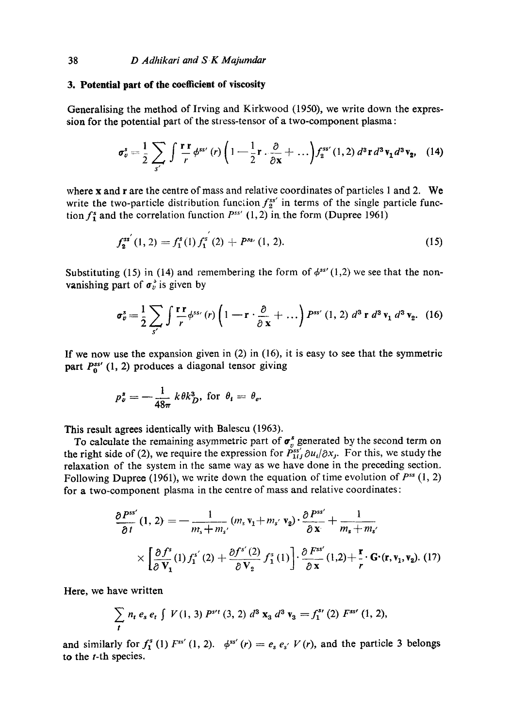## 3. Potential part of the coefficient of viscosity

Generalising the method of Irving and Kirkwood (1950), we write down the expression for the potential part of the stress-tensor of a two-component plasma:

$$\sigma_v^s = \frac{1}{2}\sum_{s'}\int \frac{\mathbf{r}\,\mathbf{r}}{r}\,\phi^{ss'}(r)\left(1 - \frac{1}{2}\mathbf{r}\cdot\frac{\partial}{\partial \mathbf{x}} + \ldots\right) f_2^{ss'}(1,2)\,d^3\mathbf{r}\,d^3\mathbf{v}_1 d^3\mathbf{v}_2, \quad (14)$$

where $\mathbf{x}$ and $\mathbf{r}$ are the centre of mass and relative coordinates of particles 1 and 2. We write the two-particle distribution function $f_2^{ss'}$ in terms of the single particle function $f_1^s$ and the correlation function $P^{ss'}(1,2)$ in the form (Dupree 1961)

$$f_2^{ss'}(1,2) = f_1^s(1) f_1^{s'}(2) + P^{ss'}(1,2). \quad (15)$$

Substituting (15) in (14) and remembering the form of $\phi^{ss'}(1,2)$ we see that the non-vanishing part of $\sigma_v^s$ is given by

$$\sigma_v^s = \frac{1}{2}\sum_{s'}\int \frac{\mathbf{r}\,\mathbf{r}}{r}\,\phi^{ss'}(r)\left(1 - \mathbf{r}\cdot\frac{\partial}{\partial \mathbf{x}} + \ldots\right) P^{ss'}(1,2)\,d^3\mathbf{r}\,d^3\mathbf{v}_1\,d^3\mathbf{v}_2. \quad (16)$$

If we now use the expansion given in (2) in (16), it is easy to see that the symmetric part $P_0^{ss'}(1,2)$ produces a diagonal tensor giving

$$p_v^s = -\frac{1}{48\pi}\,k\theta k_D^3, \text{ for } \theta_i = \theta_e.$$

This result agrees identically with Balescu (1963).

To calculate the remaining asymmetric part of $\sigma_v^s$ generated by the second term on the right side of (2), we require the expression for $P_{1ij}^{ss'}\,\partial u_i/\partial x_j$. For this, we study the relaxation of the system in the same way as we have done in the preceding section. Following Dupree (1961), we write down the equation of time evolution of $P^{ss}(1,2)$ for a two-component plasma in the centre of mass and relative coordinates:

$$\frac{\partial P^{ss'}}{\partial t}(1,2) = -\frac{1}{m_s + m_{s'}}(m_s\mathbf{v}_1 + m_{s'}\mathbf{v}_2)\cdot\frac{\partial P^{ss'}}{\partial \mathbf{x}} + \frac{1}{m_s + m_{s'}}$$
$$\times\left[\frac{\partial f^s}{\partial \mathbf{V}_1}(1) f_1^{s'}(2) + \frac{\partial f^{s'}(2)}{\partial \mathbf{V}_2} f_1^s(1)\right]\cdot\frac{\partial F^{ss'}}{\partial \mathbf{x}}(1,2) + \frac{\mathbf{r}}{r}\cdot\mathbf{G}(\mathbf{r},\mathbf{v}_1,\mathbf{v}_2). \quad (17)$$

Here, we have written

$$\sum_t n_t e_s e_t \int V(1,3)\,P^{s't}(3,2)\,d^3\mathbf{x}_3\,d^3\mathbf{v}_3 = f_1^{s'}(2)\,F^{ss'}(1,2),$$

and similarly for $f_1^s(1)\,F^{ss'}(1,2)$. $\phi^{ss'}(r) = e_s e_{s'} V(r)$, and the particle 3 belongs to the $t$-th species.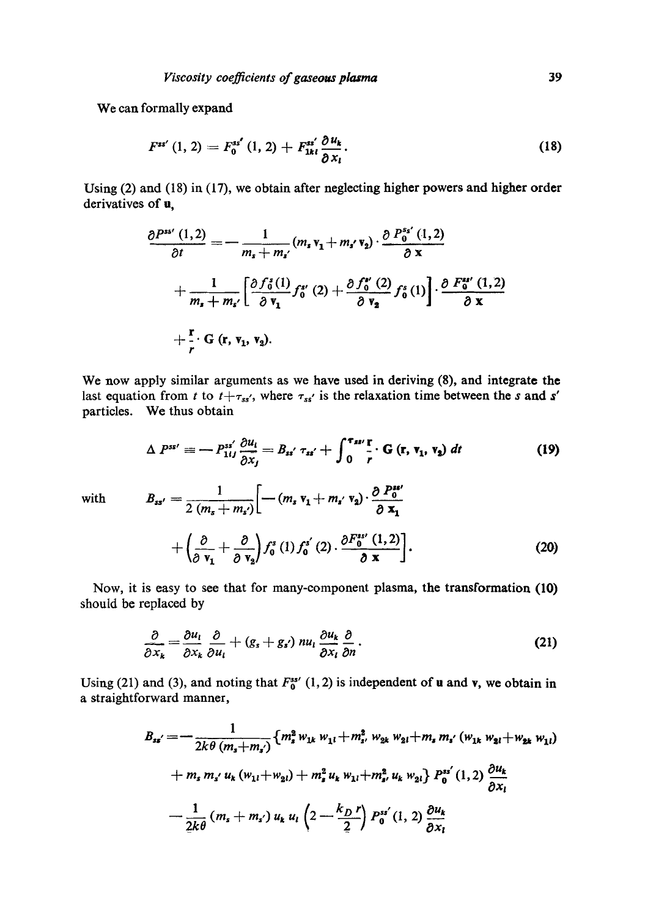We can formally expand

$$F^{ss'}(1,2) = F_0^{ss'}(1,2) + F_{1kl}^{ss'} \frac{\partial u_k}{\partial x_l}. \tag{18}$$

Using (2) and (18) in (17), we obtain after neglecting higher powers and higher order derivatives of $\mathbf{u}$,

$$\frac{\partial P^{ss'}(1,2)}{\partial t} = -\frac{1}{m_s + m_{s'}} (m_s \mathbf{v}_1 + m_{s'} \mathbf{v}_2) \cdot \frac{\partial P_0^{ss'}(1,2)}{\partial \mathbf{x}}$$

$$+ \frac{1}{m_s + m_{s'}} \left[ \frac{\partial f_0^s(1)}{\partial \mathbf{v}_1} f_0^{s'}(2) + \frac{\partial f_0^{s'}(2)}{\partial \mathbf{v}_2} f_0^s(1) \right] \cdot \frac{\partial F_0^{ss'}(1,2)}{\partial \mathbf{x}}$$

$$+ \frac{\mathbf{r}}{r} \cdot \mathbf{G}(\mathbf{r}, \mathbf{v}_1, \mathbf{v}_2).$$

We now apply similar arguments as we have used in deriving (8), and integrate the last equation from $t$ to $t + \tau_{ss'}$, where $\tau_{ss'}$ is the relaxation time between the $s$ and $s'$ particles. We thus obtain

$$\Delta P^{ss'} \equiv -P_{1ij}^{ss'} \frac{\partial u_i}{\partial x_j} = B_{ss'} \tau_{ss'} + \int_0^{\tau_{ss'}} \frac{\mathbf{r}}{r} \cdot \mathbf{G}(\mathbf{r}, \mathbf{v}_1, \mathbf{v}_2)\, dt \tag{19}$$

with

$$B_{ss'} = \frac{1}{2(m_s + m_{s'})} \left[ -(m_s \mathbf{v}_1 + m_{s'} \mathbf{v}_2) \cdot \frac{\partial P_0^{ss'}}{\partial \mathbf{x}_1} + \left( \frac{\partial}{\partial \mathbf{v}_1} + \frac{\partial}{\partial \mathbf{v}_2} \right) f_0^s(1) f_0^{s'}(2) \cdot \frac{\partial F_0^{ss'}(1,2)}{\partial \mathbf{x}} \right]. \tag{20}$$

Now, it is easy to see that for many-component plasma, the transformation (10) should be replaced by

$$\frac{\partial}{\partial x_k} = \frac{\partial u_l}{\partial x_k} \frac{\partial}{\partial u_l} + (g_s + g_{s'})\, n u_l \frac{\partial u_k}{\partial x_l} \frac{\partial}{\partial n}. \tag{21}$$

Using (21) and (3), and noting that $F_0^{ss'}(1,2)$ is independent of $\mathbf{u}$ and $\mathbf{v}$, we obtain in a straightforward manner,

$$B_{ss'} = -\frac{1}{2k\theta(m_s + m_{s'})} \{ m_s^2 w_{1k} w_{1l} + m_{s'}^2 w_{2k} w_{2l} + m_s m_{s'} (w_{1k} w_{2l} + w_{2k} w_{1l})$$

$$+ m_s m_{s'} u_k (w_{1l} + w_{2l}) + m_s^2 u_k w_{1l} + m_{s'}^2 u_k w_{2l} \} P_0^{ss'}(1,2) \frac{\partial u_k}{\partial x_l}$$

$$- \frac{1}{2k\theta} (m_s + m_{s'}) u_k u_l \left( 2 - \frac{k_D r}{2} \right) P_0^{ss'}(1,2) \frac{\partial u_k}{\partial x_l}$$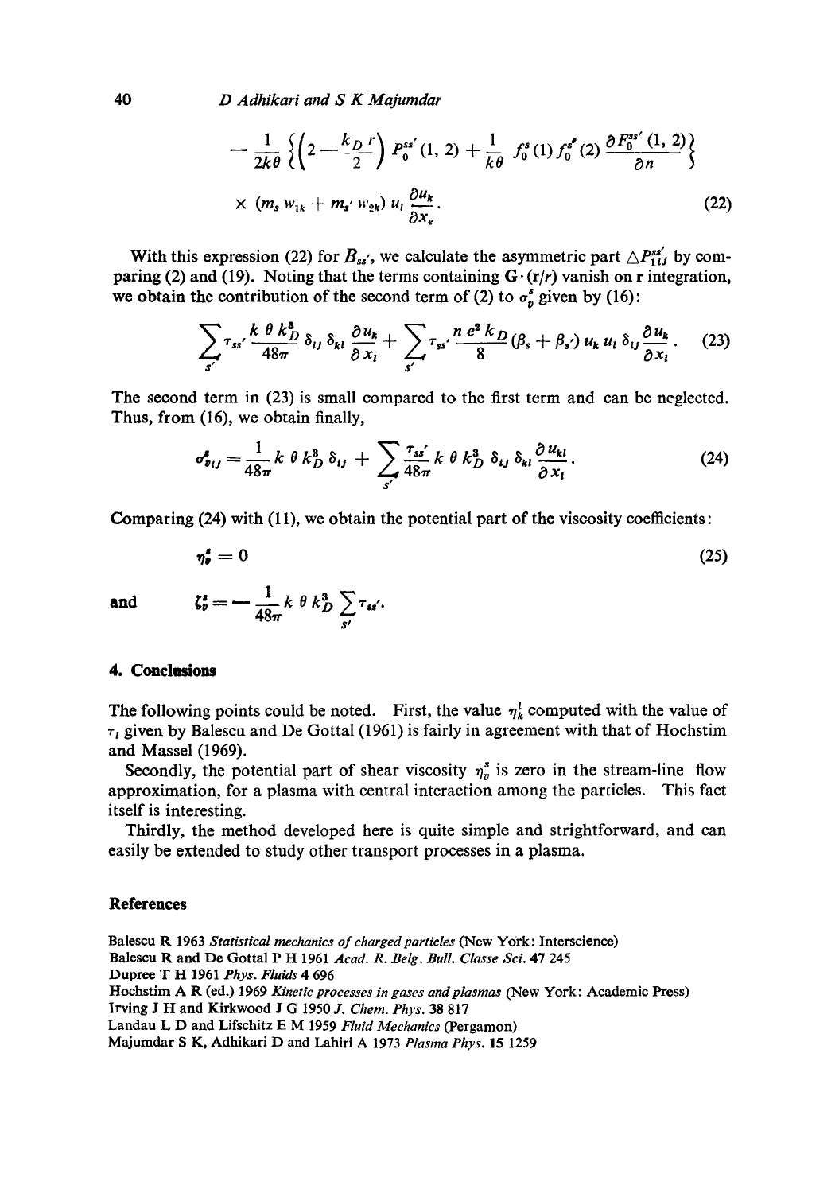$$- \frac{1}{2k\theta} \left\{ \left(2 - \frac{k_D r}{2}\right) P_0^{ss'}(1, 2) + \frac{1}{k\theta} f_0^s(1) f_0^{s'}(2) \frac{\partial F_0^{ss'}(1, 2)}{\partial n} \right\}$$

$$\times (m_s w_{1k} + m_{s'} w_{2k}) u_l \frac{\partial u_k}{\partial x_e}. \tag{22}$$

With this expression (22) for $B_{ss'}$, we calculate the asymmetric part $\triangle P_{1ij}^{ss'}$ by comparing (2) and (19). Noting that the terms containing $\mathbf{G} \cdot (\mathbf{r}/r)$ vanish on $\mathbf{r}$ integration, we obtain the contribution of the second term of (2) to $\sigma_v^s$ given by (16):

$$\sum_{s'} \tau_{ss'} \frac{k \theta k_D^3}{48\pi} \delta_{ij} \delta_{kl} \frac{\partial u_k}{\partial x_l} + \sum_{s'} \tau_{ss'} \frac{n e^2 k_D}{8} (\beta_s + \beta_{s'}) u_k u_l \delta_{ij} \frac{\partial u_k}{\partial x_l}. \tag{23}$$

The second term in (23) is small compared to the first term and can be neglected. Thus, from (16), we obtain finally,

$$\sigma_{vij}^s = \frac{1}{48\pi} k \theta k_D^3 \delta_{ij} + \sum_{s'} \frac{\tau_{ss'}}{48\pi} k \theta k_D^3 \delta_{ij} \delta_{kl} \frac{\partial u_{kl}}{\partial x_l}. \tag{24}$$

Comparing (24) with (11), we obtain the potential part of the viscosity coefficients:

$$\eta_v^s = 0 \tag{25}$$

and

$$\zeta_v^s = -\frac{1}{48\pi} k \theta k_D^3 \sum_{s'} \tau_{ss'}.$$

## 4. Conclusions

The following points could be noted. First, the value $\eta_k^l$ computed with the value of $\tau_l$ given by Balescu and De Gottal (1961) is fairly in agreement with that of Hochstim and Massel (1969).

Secondly, the potential part of shear viscosity $\eta_v^s$ is zero in the stream-line flow approximation, for a plasma with central interaction among the particles. This fact itself is interesting.

Thirdly, the method developed here is quite simple and strightforward, and can easily be extended to study other transport processes in a plasma.

## References

Balescu R 1963 *Statistical mechanics of charged particles* (New York: Interscience)

Balescu R and De Gottal P H 1961 *Acad. R. Belg. Bull. Classe Sci.* **47** 245

Dupree T H 1961 *Phys. Fluids* **4** 696

Hochstim A R (ed.) 1969 *Kinetic processes in gases and plasmas* (New York: Academic Press)

Irving J H and Kirkwood J G 1950 *J. Chem. Phys.* **38** 817

Landau L D and Lifschitz E M 1959 *Fluid Mechanics* (Pergamon)

Majumdar S K, Adhikari D and Lahiri A 1973 *Plasma Phys.* **15** 1259